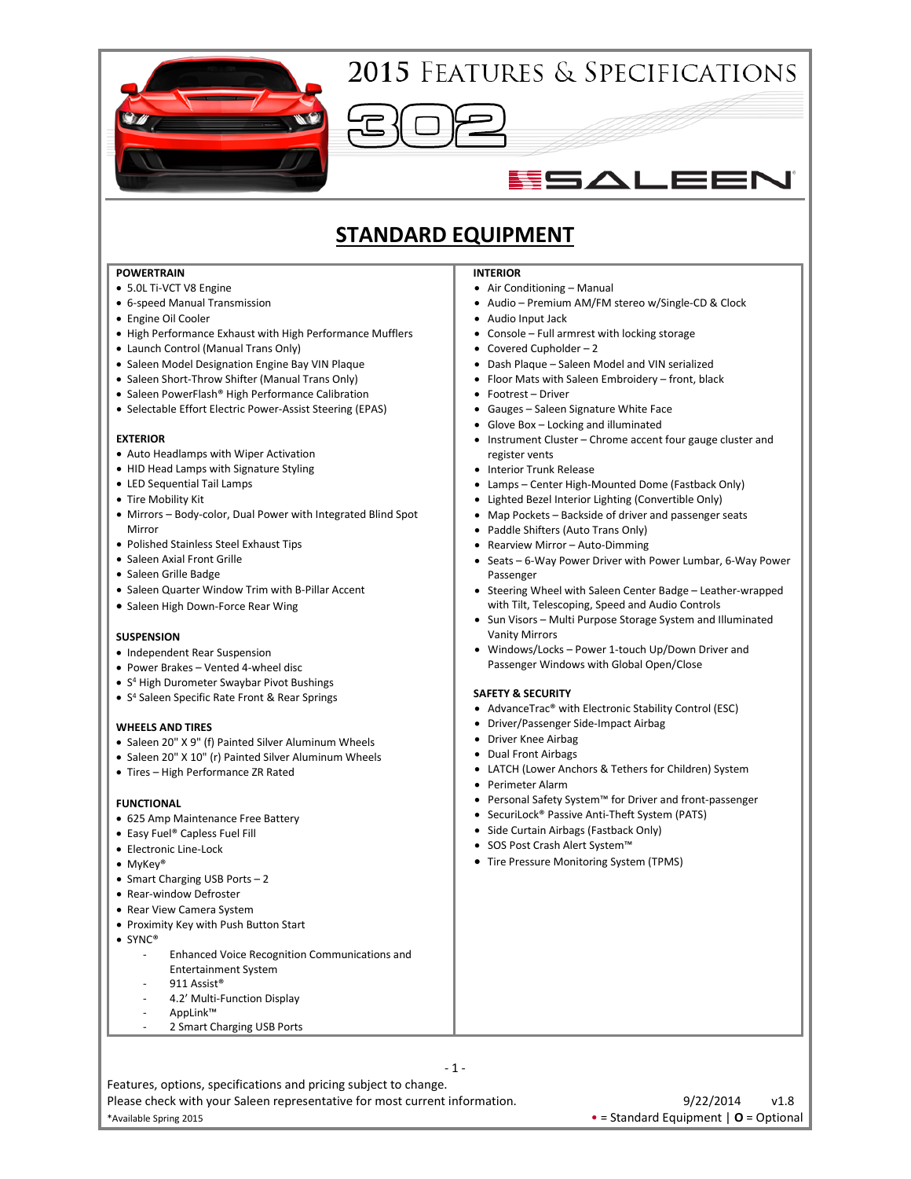# 2015 Features & Specifications

# 302

# SALEEN

## STANDARD EQUIPMENT

### POWERTRAIN

- 5.0L Ti-VCT V8 Engine
- 6-speed Manual Transmission
- Engine Oil Cooler
- High Performance Exhaust with High Performance Mufflers
- Launch Control (Manual Trans Only)
- Saleen Model Designation Engine Bay VIN Plaque
- Saleen Short-Throw Shifter (Manual Trans Only)
- Saleen PowerFlash® High Performance Calibration
- Selectable Effort Electric Power-Assist Steering (EPAS)

### EXTERIOR

- Auto Headlamps with Wiper Activation
- HID Head Lamps with Signature Styling
- LED Sequential Tail Lamps
- Tire Mobility Kit
- Mirrors – Body-color, Dual Power with Integrated Blind Spot Mirror
- Polished Stainless Steel Exhaust Tips
- Saleen Axial Front Grille
- Saleen Grille Badge
- Saleen Quarter Window Trim with B-Pillar Accent
- Saleen High Down-Force Rear Wing

### SUSPENSION

- Independent Rear Suspension
- Power Brakes – Vented 4-wheel disc
- S⁴ High Durometer Swaybar Pivot Bushings
- S⁴ Saleen Specific Rate Front & Rear Springs

### WHEELS AND TIRES

- Saleen 20" X 9" (f) Painted Silver Aluminum Wheels
- Saleen 20" X 10" (r) Painted Silver Aluminum Wheels
- Tires – High Performance ZR Rated

### FUNCTIONAL

- 625 Amp Maintenance Free Battery
- Easy Fuel® Capless Fuel Fill
- Electronic Line-Lock
- MyKey®
- Smart Charging USB Ports – 2
- Rear-window Defroster
- Rear View Camera System
- Proximity Key with Push Button Start
- SYNC®
  - Enhanced Voice Recognition Communications and Entertainment System
  - 911 Assist®
  - 4.2' Multi-Function Display
  - AppLink™
  - 2 Smart Charging USB Ports

### INTERIOR

- Air Conditioning – Manual
- Audio – Premium AM/FM stereo w/Single-CD & Clock
- Audio Input Jack
- Console – Full armrest with locking storage
- Covered Cupholder – 2
- Dash Plaque – Saleen Model and VIN serialized
- Floor Mats with Saleen Embroidery – front, black
- Footrest – Driver
- Gauges – Saleen Signature White Face
- Glove Box – Locking and illuminated
- Instrument Cluster – Chrome accent four gauge cluster and register vents
- Interior Trunk Release
- Lamps – Center High-Mounted Dome (Fastback Only)
- Lighted Bezel Interior Lighting (Convertible Only)
- Map Pockets – Backside of driver and passenger seats
- Paddle Shifters (Auto Trans Only)
- Rearview Mirror – Auto-Dimming
- Seats – 6-Way Power Driver with Power Lumbar, 6-Way Power Passenger
- Steering Wheel with Saleen Center Badge – Leather-wrapped with Tilt, Telescoping, Speed and Audio Controls
- Sun Visors – Multi Purpose Storage System and Illuminated Vanity Mirrors
- Windows/Locks – Power 1-touch Up/Down Driver and Passenger Windows with Global Open/Close

### SAFETY & SECURITY

- AdvanceTrac® with Electronic Stability Control (ESC)
- Driver/Passenger Side-Impact Airbag
- Driver Knee Airbag
- Dual Front Airbags
- LATCH (Lower Anchors & Tethers for Children) System
- Perimeter Alarm
- Personal Safety System™ for Driver and front-passenger
- SecuriLock® Passive Anti-Theft System (PATS)
- Side Curtain Airbags (Fastback Only)
- SOS Post Crash Alert System™
- Tire Pressure Monitoring System (TPMS)

Features, options, specifications and pricing subject to change.
Please check with your Saleen representative for most current information. 9/22/2014 v1.8
*Available Spring 2015
• = Standard Equipment | **O** = Optional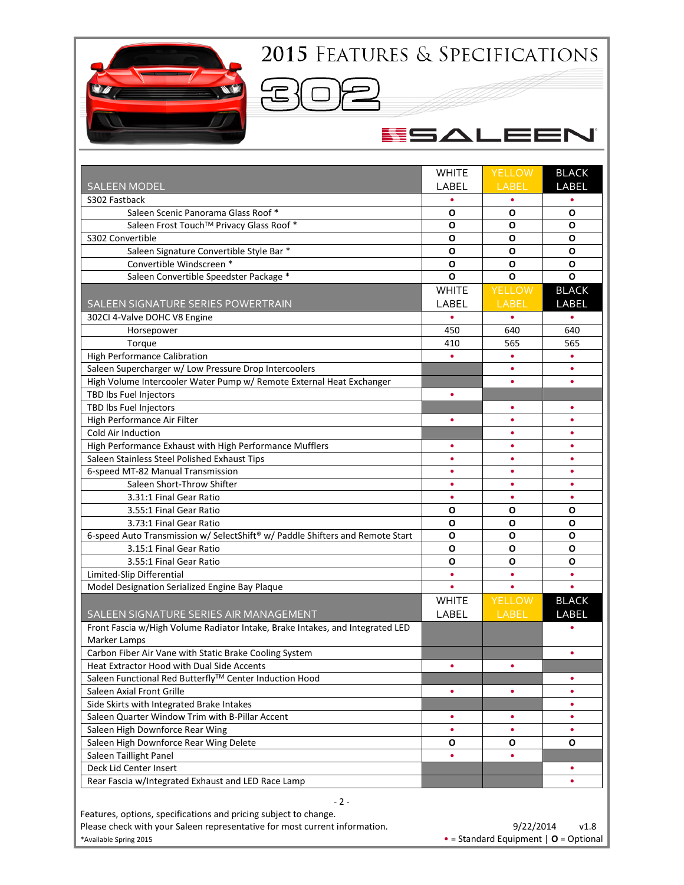# 2015 Features & Specifications

## 302

## SALEEN

| SALEEN MODEL | WHITE LABEL | YELLOW LABEL | BLACK LABEL |
|---|---|---|---|
| S302 Fastback | • | • | • |
| Saleen Scenic Panorama Glass Roof * | O | O | O |
| Saleen Frost Touch™ Privacy Glass Roof * | O | O | O |
| S302 Convertible | O | O | O |
| Saleen Signature Convertible Style Bar * | O | O | O |
| Convertible Windscreen * | O | O | O |
| Saleen Convertible Speedster Package * | O | O | O |
| **SALEEN SIGNATURE SERIES POWERTRAIN** | **WHITE LABEL** | **YELLOW LABEL** | **BLACK LABEL** |
| 302CI 4-Valve DOHC V8 Engine | • | • | • |
| Horsepower | 450 | 640 | 640 |
| Torque | 410 | 565 | 565 |
| High Performance Calibration | • | • | • |
| Saleen Supercharger w/ Low Pressure Drop Intercoolers | | • | • |
| High Volume Intercooler Water Pump w/ Remote External Heat Exchanger | | • | • |
| TBD lbs Fuel Injectors | • | | |
| TBD lbs Fuel Injectors | | • | • |
| High Performance Air Filter | • | • | • |
| Cold Air Induction | | • | • |
| High Performance Exhaust with High Performance Mufflers | • | • | • |
| Saleen Stainless Steel Polished Exhaust Tips | • | • | • |
| 6-speed MT-82 Manual Transmission | • | • | • |
| Saleen Short-Throw Shifter | • | • | • |
| 3.31:1 Final Gear Ratio | • | • | • |
| 3.55:1 Final Gear Ratio | O | O | O |
| 3.73:1 Final Gear Ratio | O | O | O |
| 6-speed Auto Transmission w/ SelectShift® w/ Paddle Shifters and Remote Start | O | O | O |
| 3.15:1 Final Gear Ratio | O | O | O |
| 3.55:1 Final Gear Ratio | O | O | O |
| Limited-Slip Differential | • | • | • |
| Model Designation Serialized Engine Bay Plaque | • | • | • |
| **SALEEN SIGNATURE SERIES AIR MANAGEMENT** | **WHITE LABEL** | **YELLOW LABEL** | **BLACK LABEL** |
| Front Fascia w/High Volume Radiator Intake, Brake Intakes, and Integrated LED Marker Lamps | | | • |
| Carbon Fiber Air Vane with Static Brake Cooling System | | | • |
| Heat Extractor Hood with Dual Side Accents | • | • | |
| Saleen Functional Red Butterfly™ Center Induction Hood | | | • |
| Saleen Axial Front Grille | • | • | • |
| Side Skirts with Integrated Brake Intakes | | | • |
| Saleen Quarter Window Trim with B-Pillar Accent | • | • | • |
| Saleen High Downforce Rear Wing | • | • | • |
| Saleen High Downforce Rear Wing Delete | O | O | O |
| Saleen Taillight Panel | • | • | |
| Deck Lid Center Insert | | | • |
| Rear Fascia w/Integrated Exhaust and LED Race Lamp | | | • |

Features, options, specifications and pricing subject to change.
Please check with your Saleen representative for most current information.

9/22/2014 v1.8

*Available Spring 2015

• = Standard Equipment | O = Optional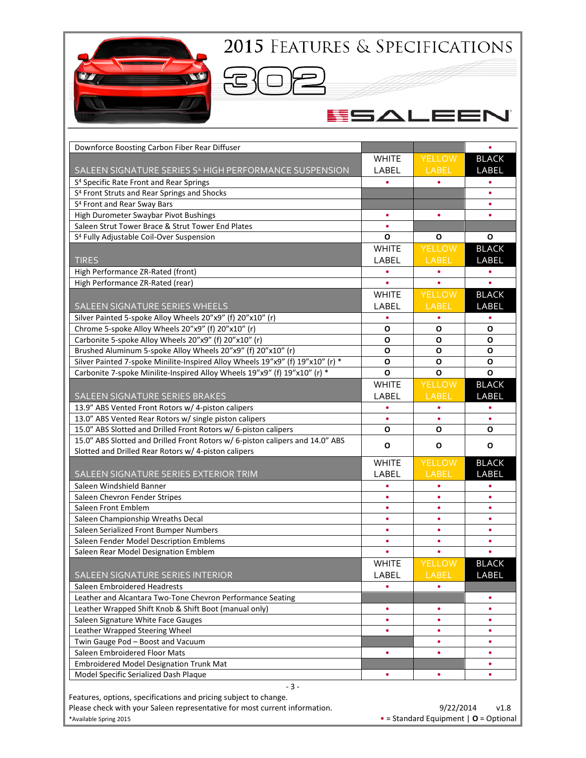# 2015 Features & Specifications

## 302

## SALEEN

| | | | |
|---|---|---|---|
| Downforce Boosting Carbon Fiber Rear Diffuser | | | • |
| **SALEEN SIGNATURE SERIES S⁴ HIGH PERFORMANCE SUSPENSION** | **WHITE LABEL** | **YELLOW LABEL** | **BLACK LABEL** |
| S⁴ Specific Rate Front and Rear Springs | • | • | • |
| S⁴ Front Struts and Rear Springs and Shocks | | | • |
| S⁴ Front and Rear Sway Bars | | | • |
| High Durometer Swaybar Pivot Bushings | • | • | • |
| Saleen Strut Tower Brace & Strut Tower End Plates | • | | |
| S⁴ Fully Adjustable Coil-Over Suspension | O | O | O |
| **TIRES** | **WHITE LABEL** | **YELLOW LABEL** | **BLACK LABEL** |
| High Performance ZR-Rated (front) | • | • | • |
| High Performance ZR-Rated (rear) | • | • | • |
| **SALEEN SIGNATURE SERIES WHEELS** | **WHITE LABEL** | **YELLOW LABEL** | **BLACK LABEL** |
| Silver Painted 5-spoke Alloy Wheels 20”x9” (f) 20”x10” (r) | • | • | • |
| Chrome 5-spoke Alloy Wheels 20”x9” (f) 20”x10” (r) | O | O | O |
| Carbonite 5-spoke Alloy Wheels 20”x9” (f) 20”x10” (r) | O | O | O |
| Brushed Aluminum 5-spoke Alloy Wheels 20”x9” (f) 20”x10” (r) | O | O | O |
| Silver Painted 7-spoke Minilite-Inspired Alloy Wheels 19”x9” (f) 19”x10” (r) * | O | O | O |
| Carbonite 7-spoke Minilite-Inspired Alloy Wheels 19”x9” (f) 19”x10” (r) * | O | O | O |
| **SALEEN SIGNATURE SERIES BRAKES** | **WHITE LABEL** | **YELLOW LABEL** | **BLACK LABEL** |
| 13.9” ABS Vented Front Rotors w/ 4-piston calipers | • | • | • |
| 13.0” ABS Vented Rear Rotors w/ single piston calipers | • | • | • |
| 15.0” ABS Slotted and Drilled Front Rotors w/ 6-piston calipers | O | O | O |
| 15.0” ABS Slotted and Drilled Front Rotors w/ 6-piston calipers and 14.0” ABS Slotted and Drilled Rear Rotors w/ 4-piston calipers | O | O | O |
| **SALEEN SIGNATURE SERIES EXTERIOR TRIM** | **WHITE LABEL** | **YELLOW LABEL** | **BLACK LABEL** |
| Saleen Windshield Banner | • | • | • |
| Saleen Chevron Fender Stripes | • | • | • |
| Saleen Front Emblem | • | • | • |
| Saleen Championship Wreaths Decal | • | • | • |
| Saleen Serialized Front Bumper Numbers | • | • | • |
| Saleen Fender Model Description Emblems | • | • | • |
| Saleen Rear Model Designation Emblem | • | • | • |
| **SALEEN SIGNATURE SERIES INTERIOR** | **WHITE LABEL** | **YELLOW LABEL** | **BLACK LABEL** |
| Saleen Embroidered Headrests | • | • | |
| Leather and Alcantara Two-Tone Chevron Performance Seating | | | • |
| Leather Wrapped Shift Knob & Shift Boot (manual only) | • | • | • |
| Saleen Signature White Face Gauges | • | • | • |
| Leather Wrapped Steering Wheel | • | • | • |
| Twin Gauge Pod – Boost and Vacuum | | • | • |
| Saleen Embroidered Floor Mats | • | • | • |
| Embroidered Model Designation Trunk Mat | | | • |
| Model Specific Serialized Dash Plaque | • | • | • |

Features, options, specifications and pricing subject to change.
Please check with your Saleen representative for most current information.

9/22/2014 v1.8

*Available Spring 2015

• = Standard Equipment | **O** = Optional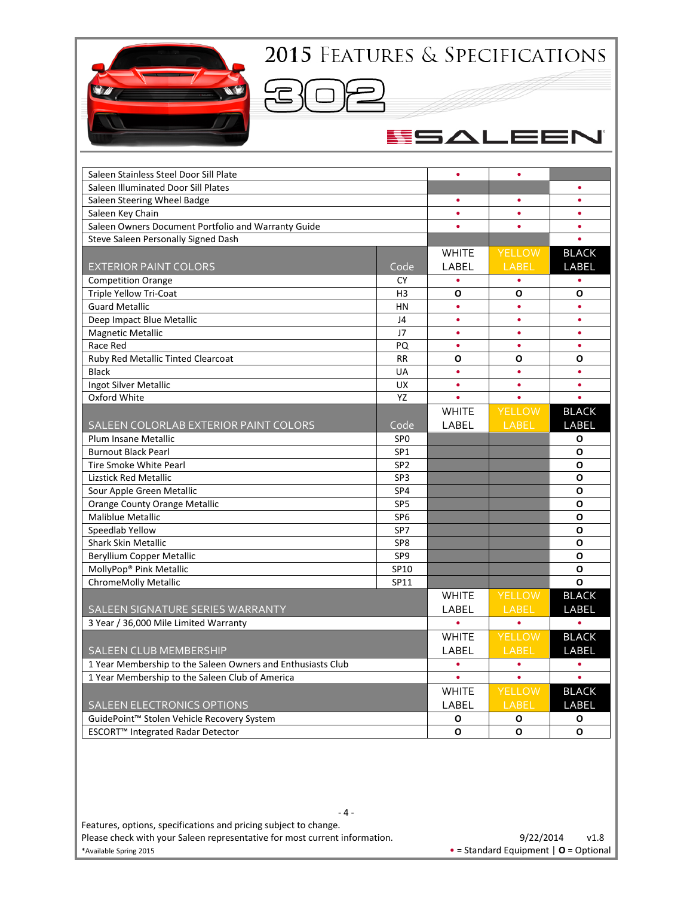# 2015 Features & Specifications

# 302

SALEEN

| | Code | WHITE LABEL | YELLOW LABEL | BLACK LABEL |
|---|---|---|---|---|
| Saleen Stainless Steel Door Sill Plate | | • | • | |
| Saleen Illuminated Door Sill Plates | | | | • |
| Saleen Steering Wheel Badge | | • | • | • |
| Saleen Key Chain | | • | • | • |
| Saleen Owners Document Portfolio and Warranty Guide | | • | • | • |
| Steve Saleen Personally Signed Dash | | | | • |
| **EXTERIOR PAINT COLORS** | **Code** | **WHITE LABEL** | **YELLOW LABEL** | **BLACK LABEL** |
| Competition Orange | CY | • | • | • |
| Triple Yellow Tri-Coat | H3 | O | O | O |
| Guard Metallic | HN | • | • | • |
| Deep Impact Blue Metallic | J4 | • | • | • |
| Magnetic Metallic | J7 | • | • | • |
| Race Red | PQ | • | • | • |
| Ruby Red Metallic Tinted Clearcoat | RR | O | O | O |
| Black | UA | • | • | • |
| Ingot Silver Metallic | UX | • | • | • |
| Oxford White | YZ | • | • | • |
| **SALEEN COLORLAB EXTERIOR PAINT COLORS** | **Code** | **WHITE LABEL** | **YELLOW LABEL** | **BLACK LABEL** |
| Plum Insane Metallic | SP0 | | | O |
| Burnout Black Pearl | SP1 | | | O |
| Tire Smoke White Pearl | SP2 | | | O |
| Lizstick Red Metallic | SP3 | | | O |
| Sour Apple Green Metallic | SP4 | | | O |
| Orange County Orange Metallic | SP5 | | | O |
| Maliblue Metallic | SP6 | | | O |
| Speedlab Yellow | SP7 | | | O |
| Shark Skin Metallic | SP8 | | | O |
| Beryllium Copper Metallic | SP9 | | | O |
| MollyPop® Pink Metallic | SP10 | | | O |
| ChromeMolly Metallic | SP11 | | | O |
| **SALEEN SIGNATURE SERIES WARRANTY** | | **WHITE LABEL** | **YELLOW LABEL** | **BLACK LABEL** |
| 3 Year / 36,000 Mile Limited Warranty | | • | • | • |
| **SALEEN CLUB MEMBERSHIP** | | **WHITE LABEL** | **YELLOW LABEL** | **BLACK LABEL** |
| 1 Year Membership to the Saleen Owners and Enthusiasts Club | | • | • | • |
| 1 Year Membership to the Saleen Club of America | | • | • | • |
| **SALEEN ELECTRONICS OPTIONS** | | **WHITE LABEL** | **YELLOW LABEL** | **BLACK LABEL** |
| GuidePoint™ Stolen Vehicle Recovery System | | O | O | O |
| ESCORT™ Integrated Radar Detector | | O | O | O |

Features, options, specifications and pricing subject to change.
Please check with your Saleen representative for most current information.

9/22/2014 v1.8

*Available Spring 2015

• = Standard Equipment | **O** = Optional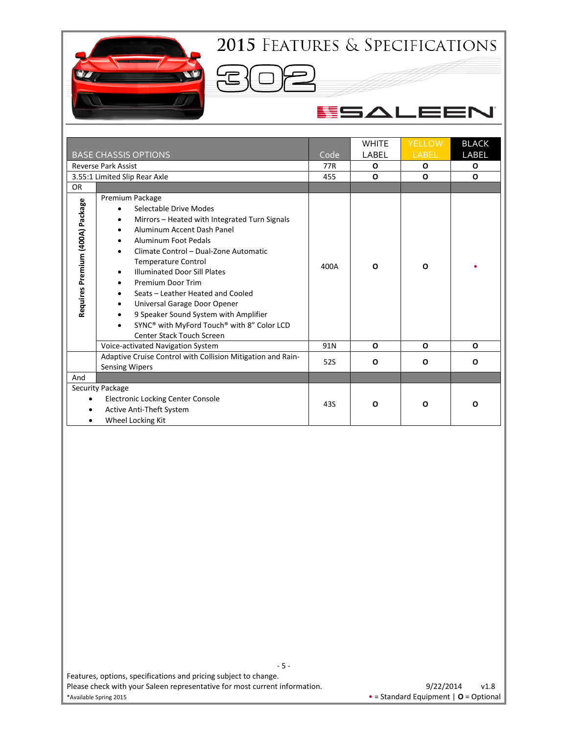# 2015 Features & Specifications

# 302

SALEEN

| BASE CHASSIS OPTIONS | | Code | WHITE LABEL | YELLOW LABEL | BLACK LABEL |
|---|---|---|---|---|---|
| Reverse Park Assist | | 77R | O | O | O |
| 3.55:1 Limited Slip Rear Axle | | 455 | O | O | O |
| OR | | | | | |
| **Requires Premium (400A) Package** | Premium Package<br>• Selectable Drive Modes<br>• Mirrors – Heated with Integrated Turn Signals<br>• Aluminum Accent Dash Panel<br>• Aluminum Foot Pedals<br>• Climate Control – Dual-Zone Automatic Temperature Control<br>• Illuminated Door Sill Plates<br>• Premium Door Trim<br>• Seats – Leather Heated and Cooled<br>• Universal Garage Door Opener<br>• 9 Speaker Sound System with Amplifier<br>• SYNC® with MyFord Touch® with 8” Color LCD Center Stack Touch Screen | 400A | O | O | • |
| | Voice-activated Navigation System | 91N | O | O | O |
| | Adaptive Cruise Control with Collision Mitigation and Rain-Sensing Wipers | 52S | O | O | O |
| And | | | | | |
| Security Package<br>• Electronic Locking Center Console<br>• Active Anti-Theft System<br>• Wheel Locking Kit | | 43S | O | O | O |

Features, options, specifications and pricing subject to change.
Please check with your Saleen representative for most current information.
*Available Spring 2015

9/22/2014 v1.8

• = Standard Equipment | **O** = Optional